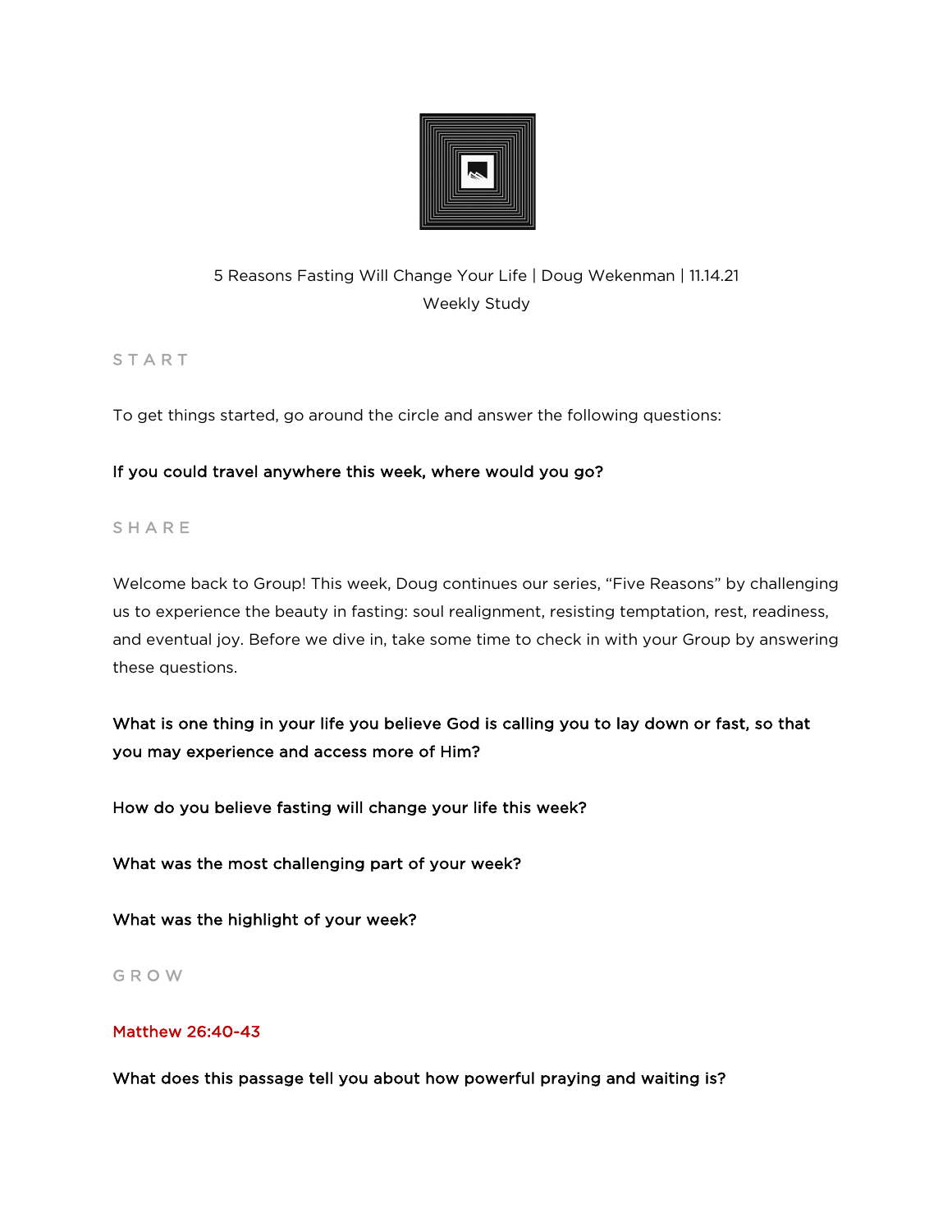5 Reasons Fasting Will Change Your Life | Doug Wekenman | 11.14.21

Weekly Study

## START

To get things started, go around the circle and answer the following questions:

**If you could travel anywhere this week, where would you go?**

## SHARE

Welcome back to Group! This week, Doug continues our series, "Five Reasons" by challenging us to experience the beauty in fasting: soul realignment, resisting temptation, rest, readiness, and eventual joy. Before we dive in, take some time to check in with your Group by answering these questions.

**What is one thing in your life you believe God is calling you to lay down or fast, so that you may experience and access more of Him?**

**How do you believe fasting will change your life this week?**

**What was the most challenging part of your week?**

**What was the highlight of your week?**

## GROW

Matthew 26:40-43

**What does this passage tell you about how powerful praying and waiting is?**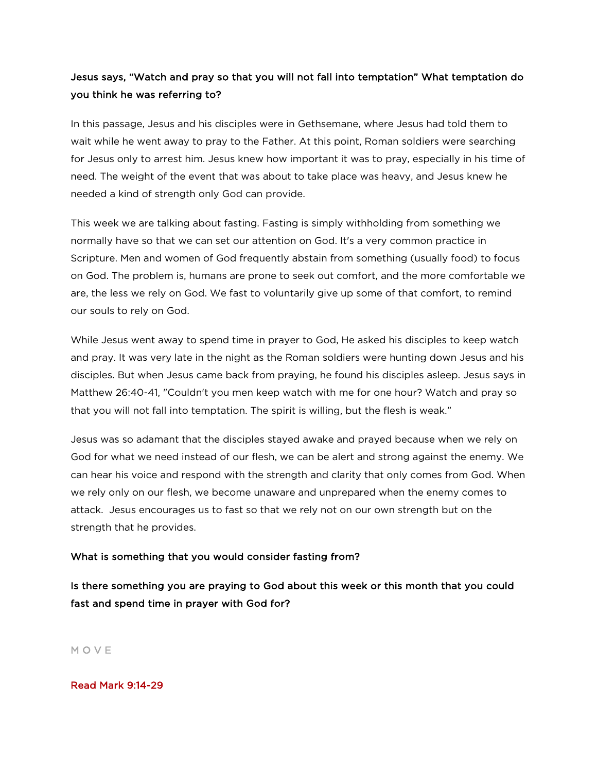**Jesus says, “Watch and pray so that you will not fall into temptation” What temptation do you think he was referring to?**

In this passage, Jesus and his disciples were in Gethsemane, where Jesus had told them to wait while he went away to pray to the Father. At this point, Roman soldiers were searching for Jesus only to arrest him. Jesus knew how important it was to pray, especially in his time of need. The weight of the event that was about to take place was heavy, and Jesus knew he needed a kind of strength only God can provide.

This week we are talking about fasting. Fasting is simply withholding from something we normally have so that we can set our attention on God. It's a very common practice in Scripture. Men and women of God frequently abstain from something (usually food) to focus on God. The problem is, humans are prone to seek out comfort, and the more comfortable we are, the less we rely on God. We fast to voluntarily give up some of that comfort, to remind our souls to rely on God.

While Jesus went away to spend time in prayer to God, He asked his disciples to keep watch and pray. It was very late in the night as the Roman soldiers were hunting down Jesus and his disciples. But when Jesus came back from praying, he found his disciples asleep. Jesus says in Matthew 26:40-41, "Couldn't you men keep watch with me for one hour? Watch and pray so that you will not fall into temptation. The spirit is willing, but the flesh is weak.”

Jesus was so adamant that the disciples stayed awake and prayed because when we rely on God for what we need instead of our flesh, we can be alert and strong against the enemy. We can hear his voice and respond with the strength and clarity that only comes from God. When we rely only on our flesh, we become unaware and unprepared when the enemy comes to attack. Jesus encourages us to fast so that we rely not on our own strength but on the strength that he provides.

**What is something that you would consider fasting from?**

**Is there something you are praying to God about this week or this month that you could fast and spend time in prayer with God for?**

## M O V E

**Read Mark 9:14-29**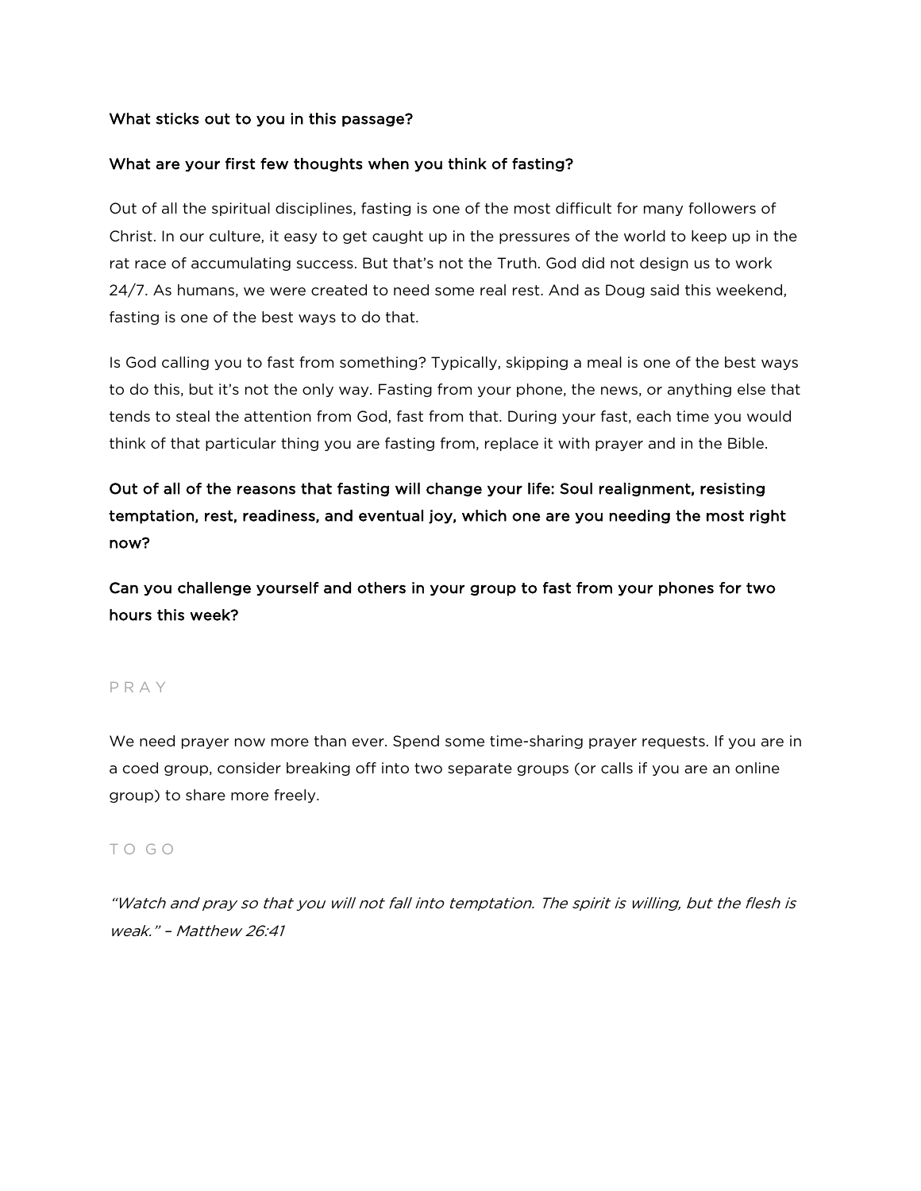**What sticks out to you in this passage?**

**What are your first few thoughts when you think of fasting?**

Out of all the spiritual disciplines, fasting is one of the most difficult for many followers of Christ. In our culture, it easy to get caught up in the pressures of the world to keep up in the rat race of accumulating success. But that's not the Truth. God did not design us to work 24/7. As humans, we were created to need some real rest. And as Doug said this weekend, fasting is one of the best ways to do that.

Is God calling you to fast from something? Typically, skipping a meal is one of the best ways to do this, but it's not the only way. Fasting from your phone, the news, or anything else that tends to steal the attention from God, fast from that. During your fast, each time you would think of that particular thing you are fasting from, replace it with prayer and in the Bible.

**Out of all of the reasons that fasting will change your life: Soul realignment, resisting temptation, rest, readiness, and eventual joy, which one are you needing the most right now?**

**Can you challenge yourself and others in your group to fast from your phones for two hours this week?**

## PRAY

We need prayer now more than ever. Spend some time-sharing prayer requests. If you are in a coed group, consider breaking off into two separate groups (or calls if you are an online group) to share more freely.

## TO GO

*"Watch and pray so that you will not fall into temptation. The spirit is willing, but the flesh is weak." – Matthew 26:41*